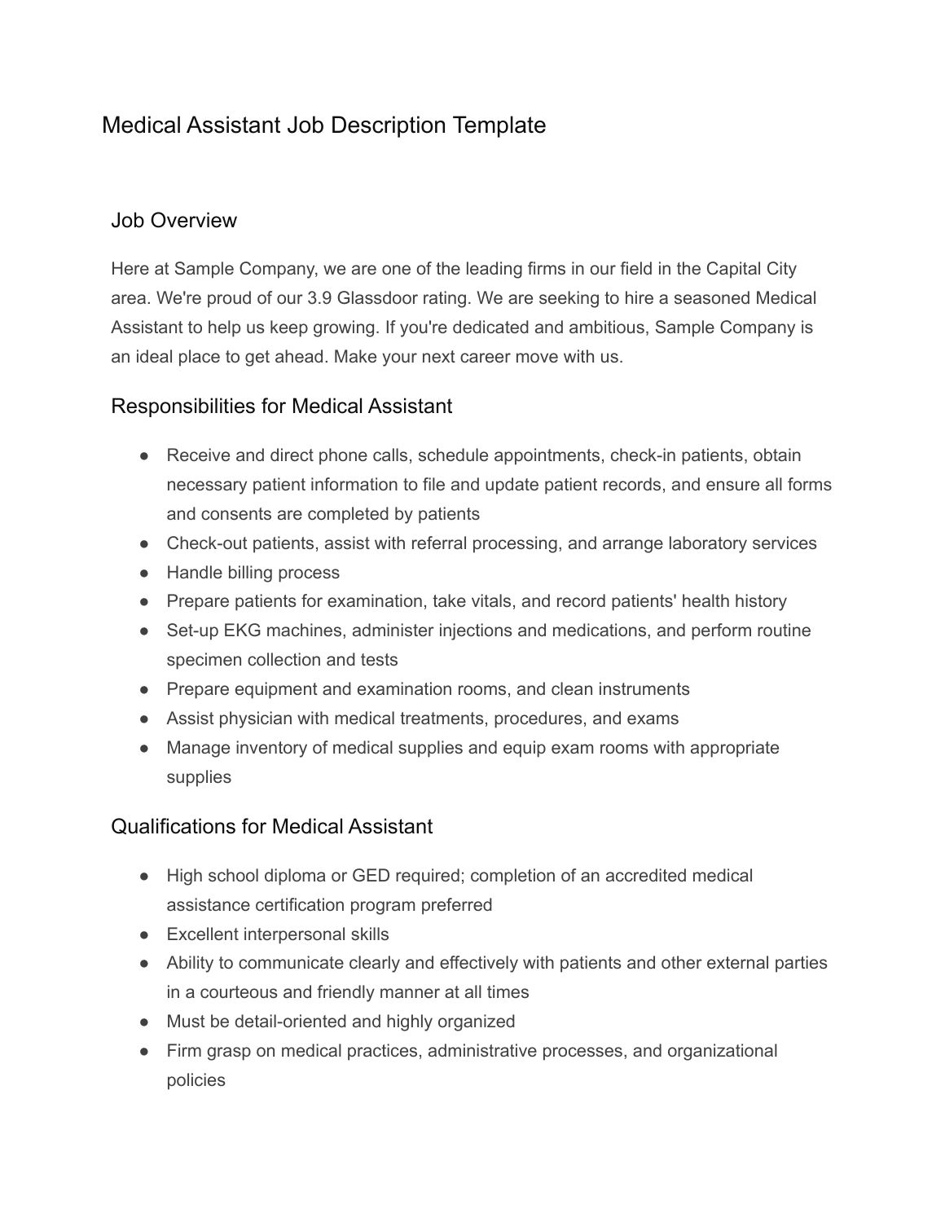# Medical Assistant Job Description Template

## Job Overview

Here at Sample Company, we are one of the leading firms in our field in the Capital City area. We're proud of our 3.9 Glassdoor rating. We are seeking to hire a seasoned Medical Assistant to help us keep growing. If you're dedicated and ambitious, Sample Company is an ideal place to get ahead. Make your next career move with us.

## Responsibilities for Medical Assistant

- Receive and direct phone calls, schedule appointments, check-in patients, obtain necessary patient information to file and update patient records, and ensure all forms and consents are completed by patients
- Check-out patients, assist with referral processing, and arrange laboratory services
- Handle billing process
- Prepare patients for examination, take vitals, and record patients' health history
- Set-up EKG machines, administer injections and medications, and perform routine specimen collection and tests
- Prepare equipment and examination rooms, and clean instruments
- Assist physician with medical treatments, procedures, and exams
- Manage inventory of medical supplies and equip exam rooms with appropriate supplies

## Qualifications for Medical Assistant

- High school diploma or GED required; completion of an accredited medical assistance certification program preferred
- Excellent interpersonal skills
- Ability to communicate clearly and effectively with patients and other external parties in a courteous and friendly manner at all times
- Must be detail-oriented and highly organized
- Firm grasp on medical practices, administrative processes, and organizational policies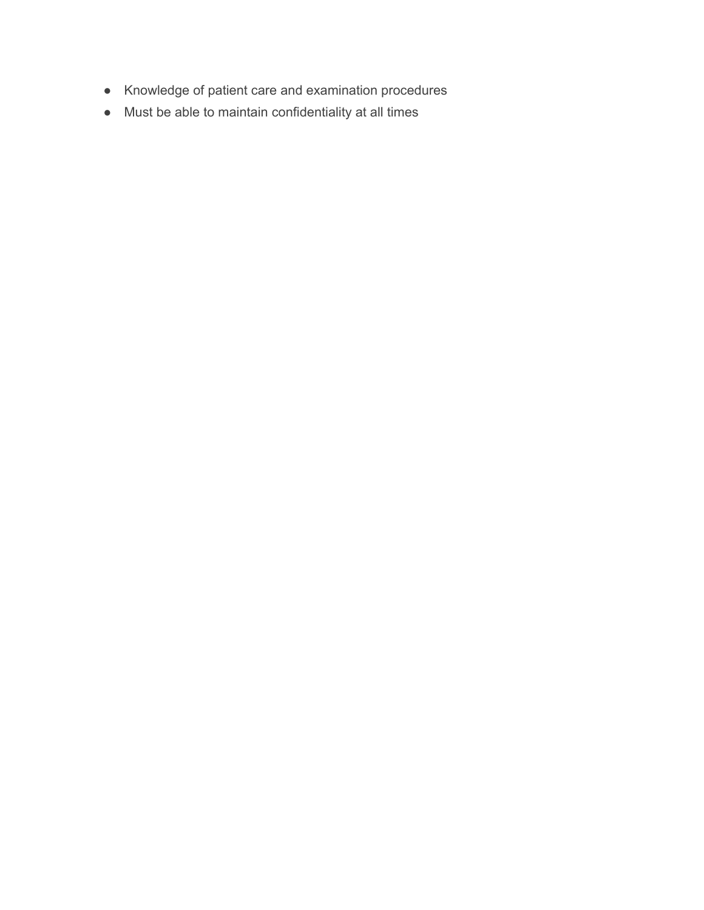- Knowledge of patient care and examination procedures
- Must be able to maintain confidentiality at all times